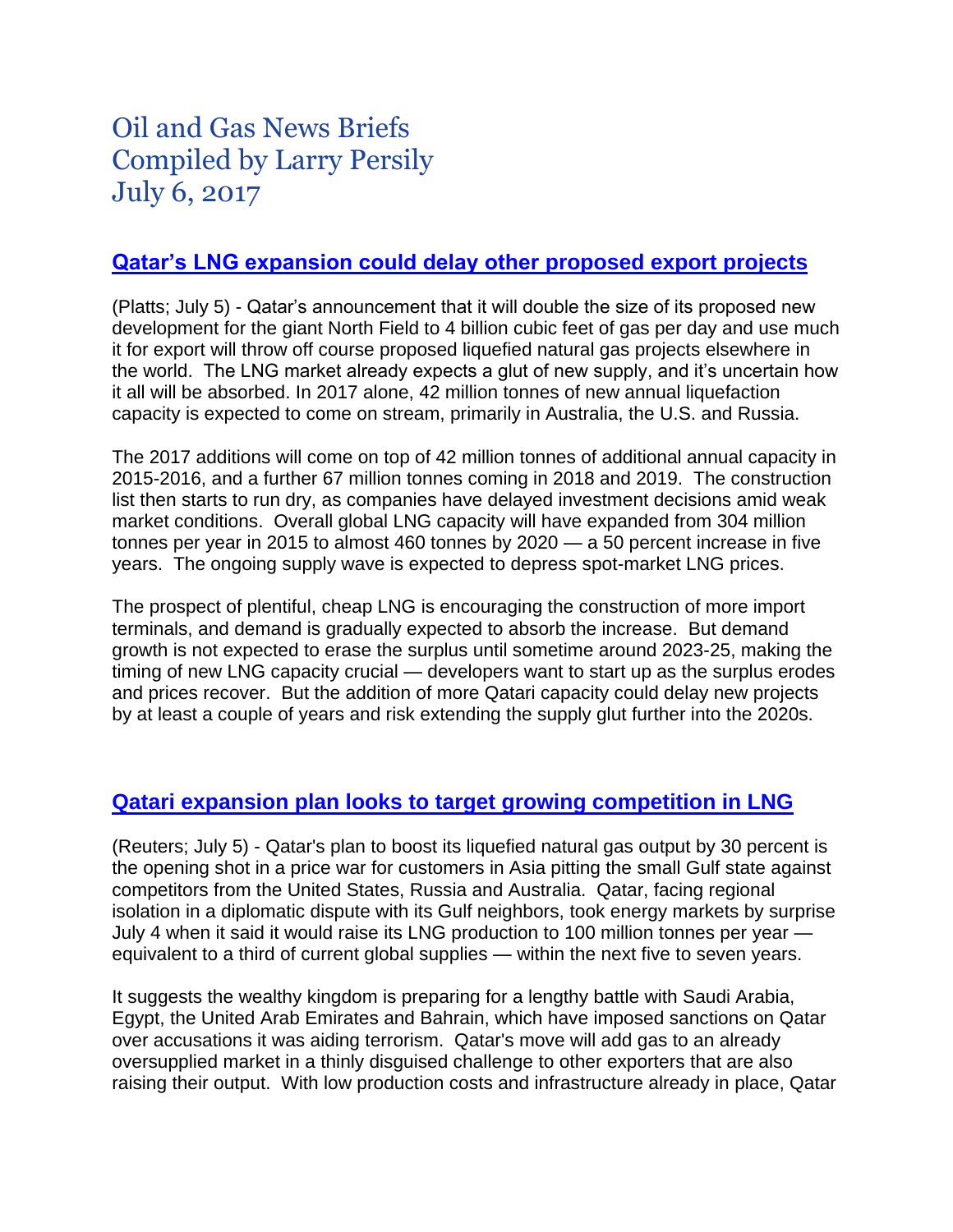# Oil and Gas News Briefs
# Compiled by Larry Persily
# July 6, 2017

## Qatar's LNG expansion could delay other proposed export projects

(Platts; July 5) - Qatar's announcement that it will double the size of its proposed new development for the giant North Field to 4 billion cubic feet of gas per day and use much it for export will throw off course proposed liquefied natural gas projects elsewhere in the world. The LNG market already expects a glut of new supply, and it's uncertain how it all will be absorbed. In 2017 alone, 42 million tonnes of new annual liquefaction capacity is expected to come on stream, primarily in Australia, the U.S. and Russia.

The 2017 additions will come on top of 42 million tonnes of additional annual capacity in 2015-2016, and a further 67 million tonnes coming in 2018 and 2019. The construction list then starts to run dry, as companies have delayed investment decisions amid weak market conditions. Overall global LNG capacity will have expanded from 304 million tonnes per year in 2015 to almost 460 tonnes by 2020 — a 50 percent increase in five years. The ongoing supply wave is expected to depress spot-market LNG prices.

The prospect of plentiful, cheap LNG is encouraging the construction of more import terminals, and demand is gradually expected to absorb the increase. But demand growth is not expected to erase the surplus until sometime around 2023-25, making the timing of new LNG capacity crucial — developers want to start up as the surplus erodes and prices recover. But the addition of more Qatari capacity could delay new projects by at least a couple of years and risk extending the supply glut further into the 2020s.

## Qatari expansion plan looks to target growing competition in LNG

(Reuters; July 5) - Qatar's plan to boost its liquefied natural gas output by 30 percent is the opening shot in a price war for customers in Asia pitting the small Gulf state against competitors from the United States, Russia and Australia. Qatar, facing regional isolation in a diplomatic dispute with its Gulf neighbors, took energy markets by surprise July 4 when it said it would raise its LNG production to 100 million tonnes per year — equivalent to a third of current global supplies — within the next five to seven years.

It suggests the wealthy kingdom is preparing for a lengthy battle with Saudi Arabia, Egypt, the United Arab Emirates and Bahrain, which have imposed sanctions on Qatar over accusations it was aiding terrorism. Qatar's move will add gas to an already oversupplied market in a thinly disguised challenge to other exporters that are also raising their output. With low production costs and infrastructure already in place, Qatar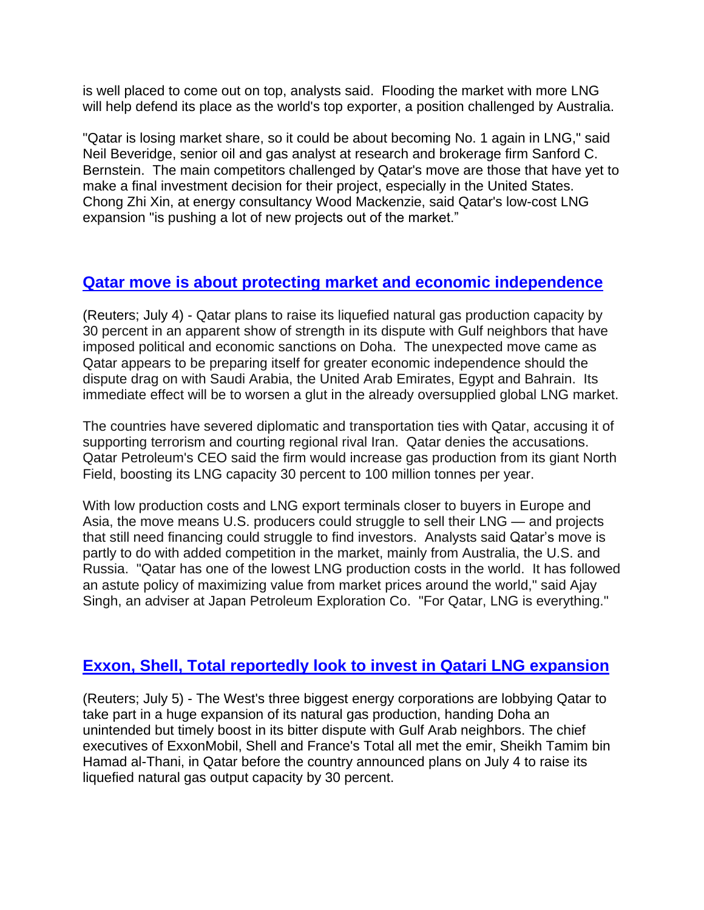is well placed to come out on top, analysts said. Flooding the market with more LNG will help defend its place as the world's top exporter, a position challenged by Australia.

"Qatar is losing market share, so it could be about becoming No. 1 again in LNG," said Neil Beveridge, senior oil and gas analyst at research and brokerage firm Sanford C. Bernstein. The main competitors challenged by Qatar's move are those that have yet to make a final investment decision for their project, especially in the United States. Chong Zhi Xin, at energy consultancy Wood Mackenzie, said Qatar's low-cost LNG expansion "is pushing a lot of new projects out of the market."

## [Qatar move is about protecting market and economic independence]

(Reuters; July 4) - Qatar plans to raise its liquefied natural gas production capacity by 30 percent in an apparent show of strength in its dispute with Gulf neighbors that have imposed political and economic sanctions on Doha. The unexpected move came as Qatar appears to be preparing itself for greater economic independence should the dispute drag on with Saudi Arabia, the United Arab Emirates, Egypt and Bahrain. Its immediate effect will be to worsen a glut in the already oversupplied global LNG market.

The countries have severed diplomatic and transportation ties with Qatar, accusing it of supporting terrorism and courting regional rival Iran. Qatar denies the accusations. Qatar Petroleum's CEO said the firm would increase gas production from its giant North Field, boosting its LNG capacity 30 percent to 100 million tonnes per year.

With low production costs and LNG export terminals closer to buyers in Europe and Asia, the move means U.S. producers could struggle to sell their LNG — and projects that still need financing could struggle to find investors. Analysts said Qatar's move is partly to do with added competition in the market, mainly from Australia, the U.S. and Russia. "Qatar has one of the lowest LNG production costs in the world. It has followed an astute policy of maximizing value from market prices around the world," said Ajay Singh, an adviser at Japan Petroleum Exploration Co. "For Qatar, LNG is everything."

## [Exxon, Shell, Total reportedly look to invest in Qatari LNG expansion]

(Reuters; July 5) - The West's three biggest energy corporations are lobbying Qatar to take part in a huge expansion of its natural gas production, handing Doha an unintended but timely boost in its bitter dispute with Gulf Arab neighbors. The chief executives of ExxonMobil, Shell and France's Total all met the emir, Sheikh Tamim bin Hamad al-Thani, in Qatar before the country announced plans on July 4 to raise its liquefied natural gas output capacity by 30 percent.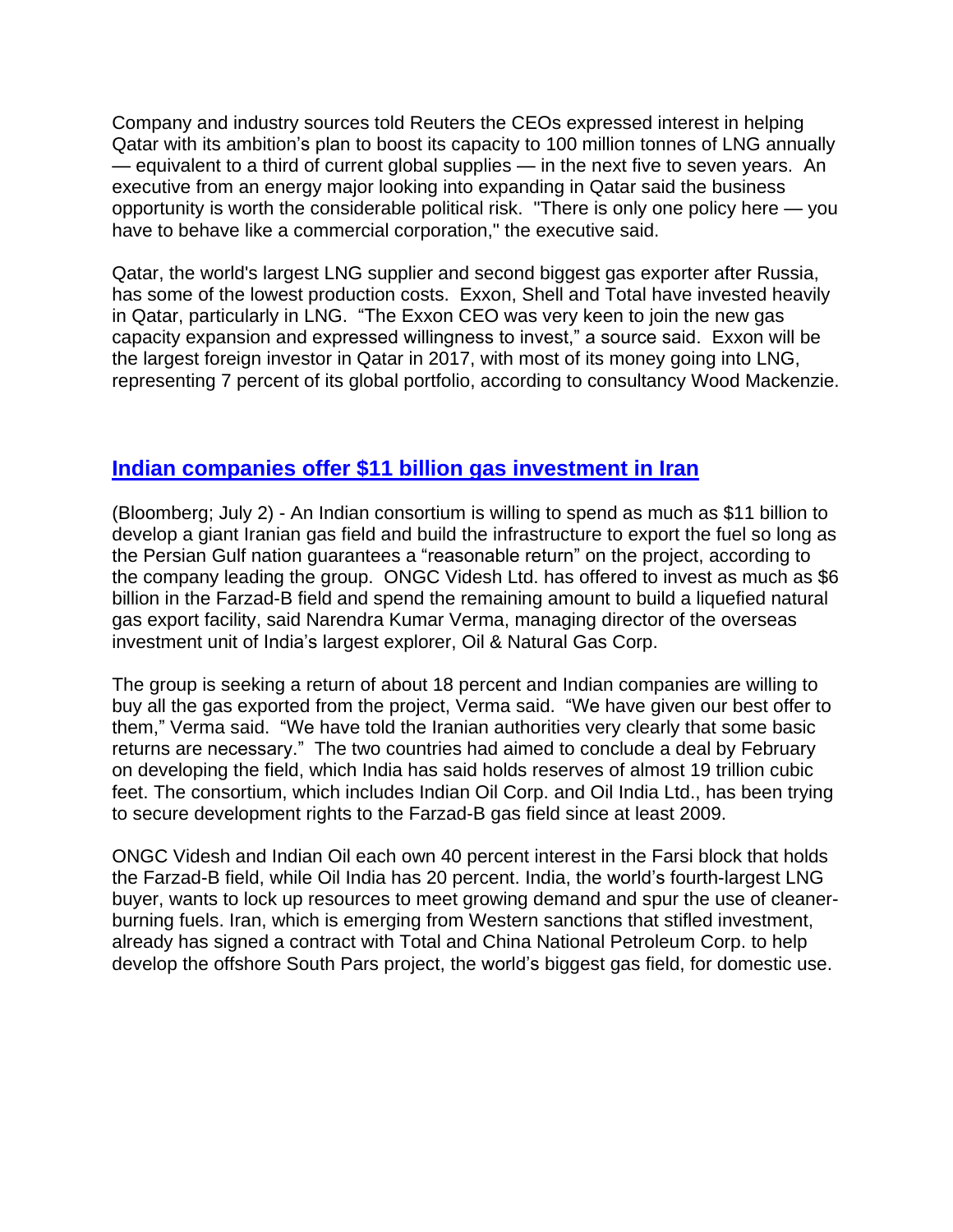Company and industry sources told Reuters the CEOs expressed interest in helping Qatar with its ambition's plan to boost its capacity to 100 million tonnes of LNG annually — equivalent to a third of current global supplies — in the next five to seven years. An executive from an energy major looking into expanding in Qatar said the business opportunity is worth the considerable political risk. "There is only one policy here — you have to behave like a commercial corporation," the executive said.

Qatar, the world's largest LNG supplier and second biggest gas exporter after Russia, has some of the lowest production costs. Exxon, Shell and Total have invested heavily in Qatar, particularly in LNG. "The Exxon CEO was very keen to join the new gas capacity expansion and expressed willingness to invest," a source said. Exxon will be the largest foreign investor in Qatar in 2017, with most of its money going into LNG, representing 7 percent of its global portfolio, according to consultancy Wood Mackenzie.

## Indian companies offer $11 billion gas investment in Iran

(Bloomberg; July 2) - An Indian consortium is willing to spend as much as $11 billion to develop a giant Iranian gas field and build the infrastructure to export the fuel so long as the Persian Gulf nation guarantees a "reasonable return" on the project, according to the company leading the group. ONGC Videsh Ltd. has offered to invest as much as $6 billion in the Farzad-B field and spend the remaining amount to build a liquefied natural gas export facility, said Narendra Kumar Verma, managing director of the overseas investment unit of India's largest explorer, Oil & Natural Gas Corp.

The group is seeking a return of about 18 percent and Indian companies are willing to buy all the gas exported from the project, Verma said. "We have given our best offer to them," Verma said. "We have told the Iranian authorities very clearly that some basic returns are necessary." The two countries had aimed to conclude a deal by February on developing the field, which India has said holds reserves of almost 19 trillion cubic feet. The consortium, which includes Indian Oil Corp. and Oil India Ltd., has been trying to secure development rights to the Farzad-B gas field since at least 2009.

ONGC Videsh and Indian Oil each own 40 percent interest in the Farsi block that holds the Farzad-B field, while Oil India has 20 percent. India, the world's fourth-largest LNG buyer, wants to lock up resources to meet growing demand and spur the use of cleaner-burning fuels. Iran, which is emerging from Western sanctions that stifled investment, already has signed a contract with Total and China National Petroleum Corp. to help develop the offshore South Pars project, the world's biggest gas field, for domestic use.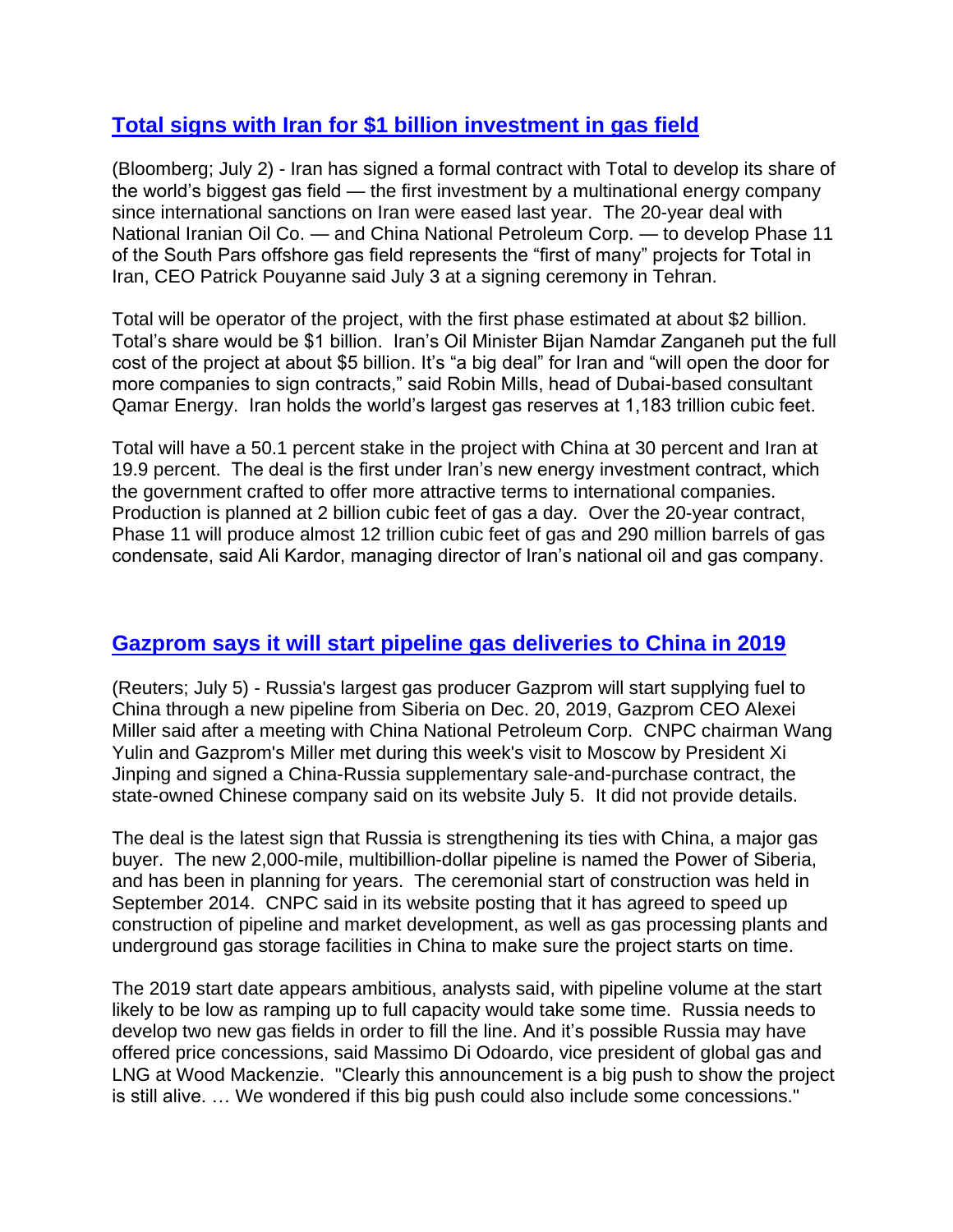## Total signs with Iran for $1 billion investment in gas field

(Bloomberg; July 2) - Iran has signed a formal contract with Total to develop its share of the world's biggest gas field — the first investment by a multinational energy company since international sanctions on Iran were eased last year. The 20-year deal with National Iranian Oil Co. — and China National Petroleum Corp. — to develop Phase 11 of the South Pars offshore gas field represents the "first of many" projects for Total in Iran, CEO Patrick Pouyanne said July 3 at a signing ceremony in Tehran.

Total will be operator of the project, with the first phase estimated at about $2 billion. Total's share would be $1 billion. Iran's Oil Minister Bijan Namdar Zanganeh put the full cost of the project at about $5 billion. It's "a big deal" for Iran and "will open the door for more companies to sign contracts," said Robin Mills, head of Dubai-based consultant Qamar Energy. Iran holds the world's largest gas reserves at 1,183 trillion cubic feet.

Total will have a 50.1 percent stake in the project with China at 30 percent and Iran at 19.9 percent. The deal is the first under Iran's new energy investment contract, which the government crafted to offer more attractive terms to international companies. Production is planned at 2 billion cubic feet of gas a day. Over the 20-year contract, Phase 11 will produce almost 12 trillion cubic feet of gas and 290 million barrels of gas condensate, said Ali Kardor, managing director of Iran's national oil and gas company.

## Gazprom says it will start pipeline gas deliveries to China in 2019

(Reuters; July 5) - Russia's largest gas producer Gazprom will start supplying fuel to China through a new pipeline from Siberia on Dec. 20, 2019, Gazprom CEO Alexei Miller said after a meeting with China National Petroleum Corp. CNPC chairman Wang Yulin and Gazprom's Miller met during this week's visit to Moscow by President Xi Jinping and signed a China-Russia supplementary sale-and-purchase contract, the state-owned Chinese company said on its website July 5. It did not provide details.

The deal is the latest sign that Russia is strengthening its ties with China, a major gas buyer. The new 2,000-mile, multibillion-dollar pipeline is named the Power of Siberia, and has been in planning for years. The ceremonial start of construction was held in September 2014. CNPC said in its website posting that it has agreed to speed up construction of pipeline and market development, as well as gas processing plants and underground gas storage facilities in China to make sure the project starts on time.

The 2019 start date appears ambitious, analysts said, with pipeline volume at the start likely to be low as ramping up to full capacity would take some time. Russia needs to develop two new gas fields in order to fill the line. And it's possible Russia may have offered price concessions, said Massimo Di Odoardo, vice president of global gas and LNG at Wood Mackenzie. "Clearly this announcement is a big push to show the project is still alive. … We wondered if this big push could also include some concessions."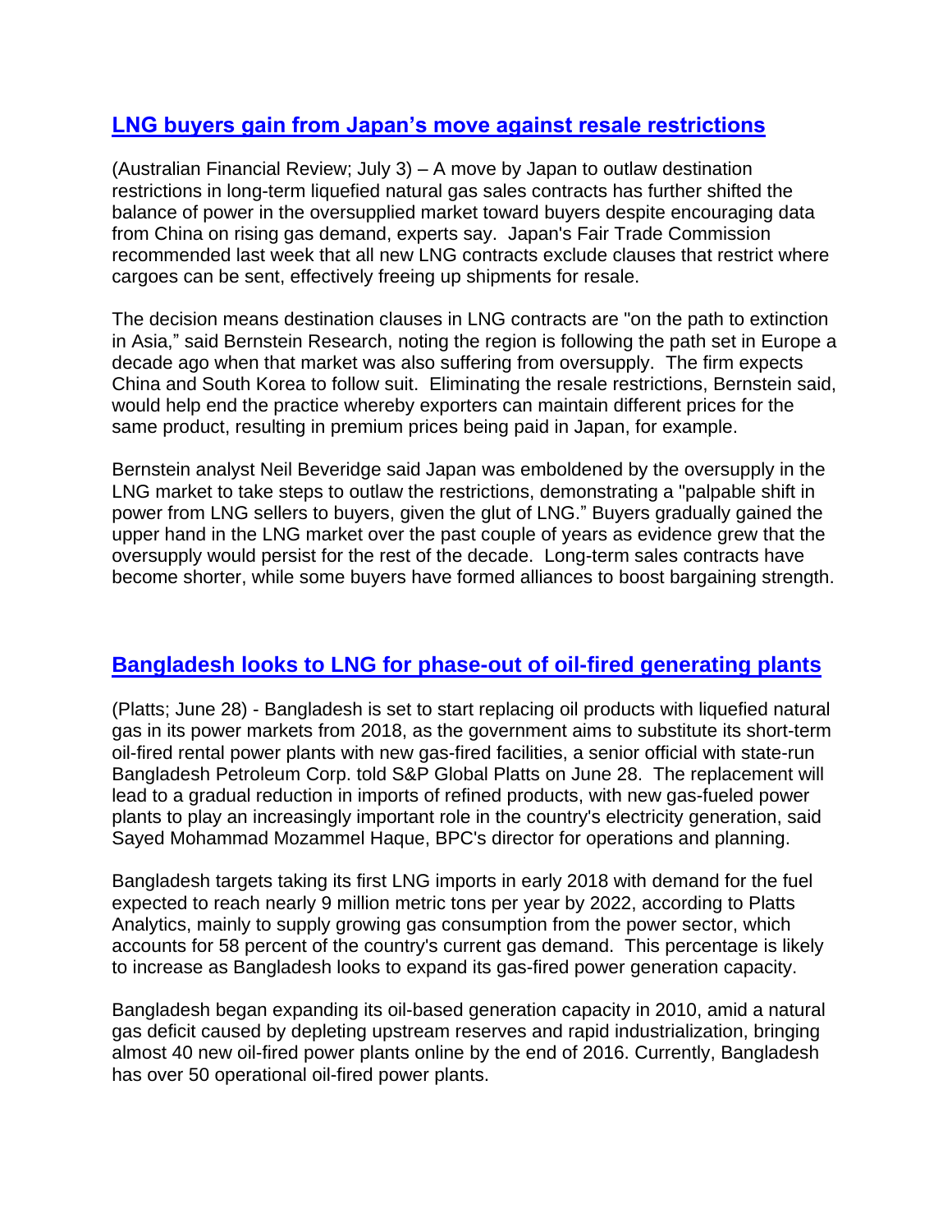## LNG buyers gain from Japan's move against resale restrictions

(Australian Financial Review; July 3) – A move by Japan to outlaw destination restrictions in long-term liquefied natural gas sales contracts has further shifted the balance of power in the oversupplied market toward buyers despite encouraging data from China on rising gas demand, experts say. Japan's Fair Trade Commission recommended last week that all new LNG contracts exclude clauses that restrict where cargoes can be sent, effectively freeing up shipments for resale.

The decision means destination clauses in LNG contracts are "on the path to extinction in Asia," said Bernstein Research, noting the region is following the path set in Europe a decade ago when that market was also suffering from oversupply. The firm expects China and South Korea to follow suit. Eliminating the resale restrictions, Bernstein said, would help end the practice whereby exporters can maintain different prices for the same product, resulting in premium prices being paid in Japan, for example.

Bernstein analyst Neil Beveridge said Japan was emboldened by the oversupply in the LNG market to take steps to outlaw the restrictions, demonstrating a "palpable shift in power from LNG sellers to buyers, given the glut of LNG." Buyers gradually gained the upper hand in the LNG market over the past couple of years as evidence grew that the oversupply would persist for the rest of the decade. Long-term sales contracts have become shorter, while some buyers have formed alliances to boost bargaining strength.

## Bangladesh looks to LNG for phase-out of oil-fired generating plants

(Platts; June 28) - Bangladesh is set to start replacing oil products with liquefied natural gas in its power markets from 2018, as the government aims to substitute its short-term oil-fired rental power plants with new gas-fired facilities, a senior official with state-run Bangladesh Petroleum Corp. told S&P Global Platts on June 28. The replacement will lead to a gradual reduction in imports of refined products, with new gas-fueled power plants to play an increasingly important role in the country's electricity generation, said Sayed Mohammad Mozammel Haque, BPC's director for operations and planning.

Bangladesh targets taking its first LNG imports in early 2018 with demand for the fuel expected to reach nearly 9 million metric tons per year by 2022, according to Platts Analytics, mainly to supply growing gas consumption from the power sector, which accounts for 58 percent of the country's current gas demand. This percentage is likely to increase as Bangladesh looks to expand its gas-fired power generation capacity.

Bangladesh began expanding its oil-based generation capacity in 2010, amid a natural gas deficit caused by depleting upstream reserves and rapid industrialization, bringing almost 40 new oil-fired power plants online by the end of 2016. Currently, Bangladesh has over 50 operational oil-fired power plants.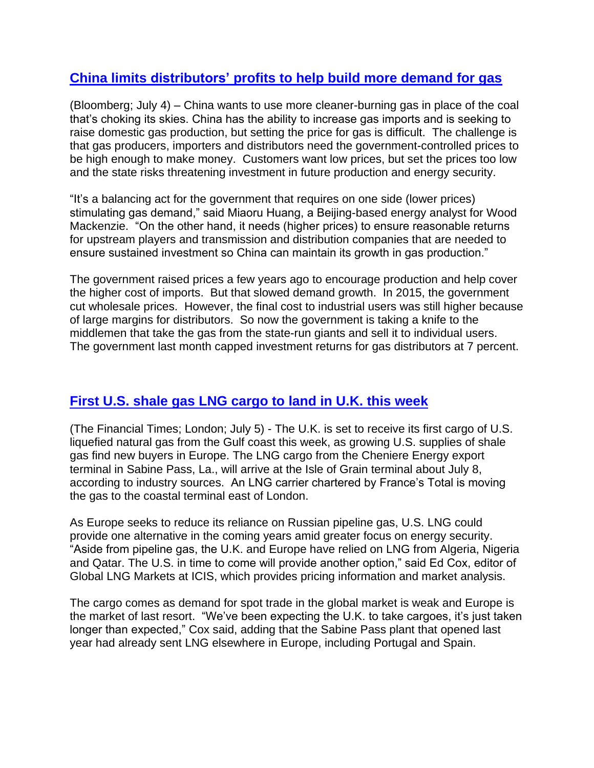## [China limits distributors' profits to help build more demand for gas]

(Bloomberg; July 4) – China wants to use more cleaner-burning gas in place of the coal that's choking its skies. China has the ability to increase gas imports and is seeking to raise domestic gas production, but setting the price for gas is difficult. The challenge is that gas producers, importers and distributors need the government-controlled prices to be high enough to make money. Customers want low prices, but set the prices too low and the state risks threatening investment in future production and energy security.

"It's a balancing act for the government that requires on one side (lower prices) stimulating gas demand," said Miaoru Huang, a Beijing-based energy analyst for Wood Mackenzie. "On the other hand, it needs (higher prices) to ensure reasonable returns for upstream players and transmission and distribution companies that are needed to ensure sustained investment so China can maintain its growth in gas production."

The government raised prices a few years ago to encourage production and help cover the higher cost of imports. But that slowed demand growth. In 2015, the government cut wholesale prices. However, the final cost to industrial users was still higher because of large margins for distributors. So now the government is taking a knife to the middlemen that take the gas from the state-run giants and sell it to individual users. The government last month capped investment returns for gas distributors at 7 percent.

## [First U.S. shale gas LNG cargo to land in U.K. this week]

(The Financial Times; London; July 5) - The U.K. is set to receive its first cargo of U.S. liquefied natural gas from the Gulf coast this week, as growing U.S. supplies of shale gas find new buyers in Europe. The LNG cargo from the Cheniere Energy export terminal in Sabine Pass, La., will arrive at the Isle of Grain terminal about July 8, according to industry sources. An LNG carrier chartered by France's Total is moving the gas to the coastal terminal east of London.

As Europe seeks to reduce its reliance on Russian pipeline gas, U.S. LNG could provide one alternative in the coming years amid greater focus on energy security. "Aside from pipeline gas, the U.K. and Europe have relied on LNG from Algeria, Nigeria and Qatar. The U.S. in time to come will provide another option," said Ed Cox, editor of Global LNG Markets at ICIS, which provides pricing information and market analysis.

The cargo comes as demand for spot trade in the global market is weak and Europe is the market of last resort. "We've been expecting the U.K. to take cargoes, it's just taken longer than expected," Cox said, adding that the Sabine Pass plant that opened last year had already sent LNG elsewhere in Europe, including Portugal and Spain.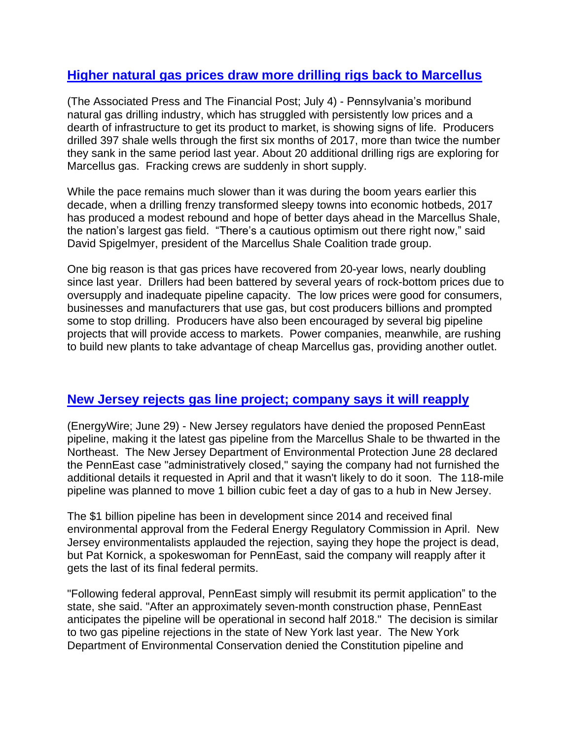## [Higher natural gas prices draw more drilling rigs back to Marcellus]

(The Associated Press and The Financial Post; July 4) - Pennsylvania's moribund natural gas drilling industry, which has struggled with persistently low prices and a dearth of infrastructure to get its product to market, is showing signs of life. Producers drilled 397 shale wells through the first six months of 2017, more than twice the number they sank in the same period last year. About 20 additional drilling rigs are exploring for Marcellus gas. Fracking crews are suddenly in short supply.

While the pace remains much slower than it was during the boom years earlier this decade, when a drilling frenzy transformed sleepy towns into economic hotbeds, 2017 has produced a modest rebound and hope of better days ahead in the Marcellus Shale, the nation's largest gas field. "There's a cautious optimism out there right now," said David Spigelmyer, president of the Marcellus Shale Coalition trade group.

One big reason is that gas prices have recovered from 20-year lows, nearly doubling since last year. Drillers had been battered by several years of rock-bottom prices due to oversupply and inadequate pipeline capacity. The low prices were good for consumers, businesses and manufacturers that use gas, but cost producers billions and prompted some to stop drilling. Producers have also been encouraged by several big pipeline projects that will provide access to markets. Power companies, meanwhile, are rushing to build new plants to take advantage of cheap Marcellus gas, providing another outlet.

## [New Jersey rejects gas line project; company says it will reapply]

(EnergyWire; June 29) - New Jersey regulators have denied the proposed PennEast pipeline, making it the latest gas pipeline from the Marcellus Shale to be thwarted in the Northeast. The New Jersey Department of Environmental Protection June 28 declared the PennEast case "administratively closed," saying the company had not furnished the additional details it requested in April and that it wasn't likely to do it soon. The 118-mile pipeline was planned to move 1 billion cubic feet a day of gas to a hub in New Jersey.

The $1 billion pipeline has been in development since 2014 and received final environmental approval from the Federal Energy Regulatory Commission in April. New Jersey environmentalists applauded the rejection, saying they hope the project is dead, but Pat Kornick, a spokeswoman for PennEast, said the company will reapply after it gets the last of its final federal permits.

"Following federal approval, PennEast simply will resubmit its permit application" to the state, she said. "After an approximately seven-month construction phase, PennEast anticipates the pipeline will be operational in second half 2018." The decision is similar to two gas pipeline rejections in the state of New York last year. The New York Department of Environmental Conservation denied the Constitution pipeline and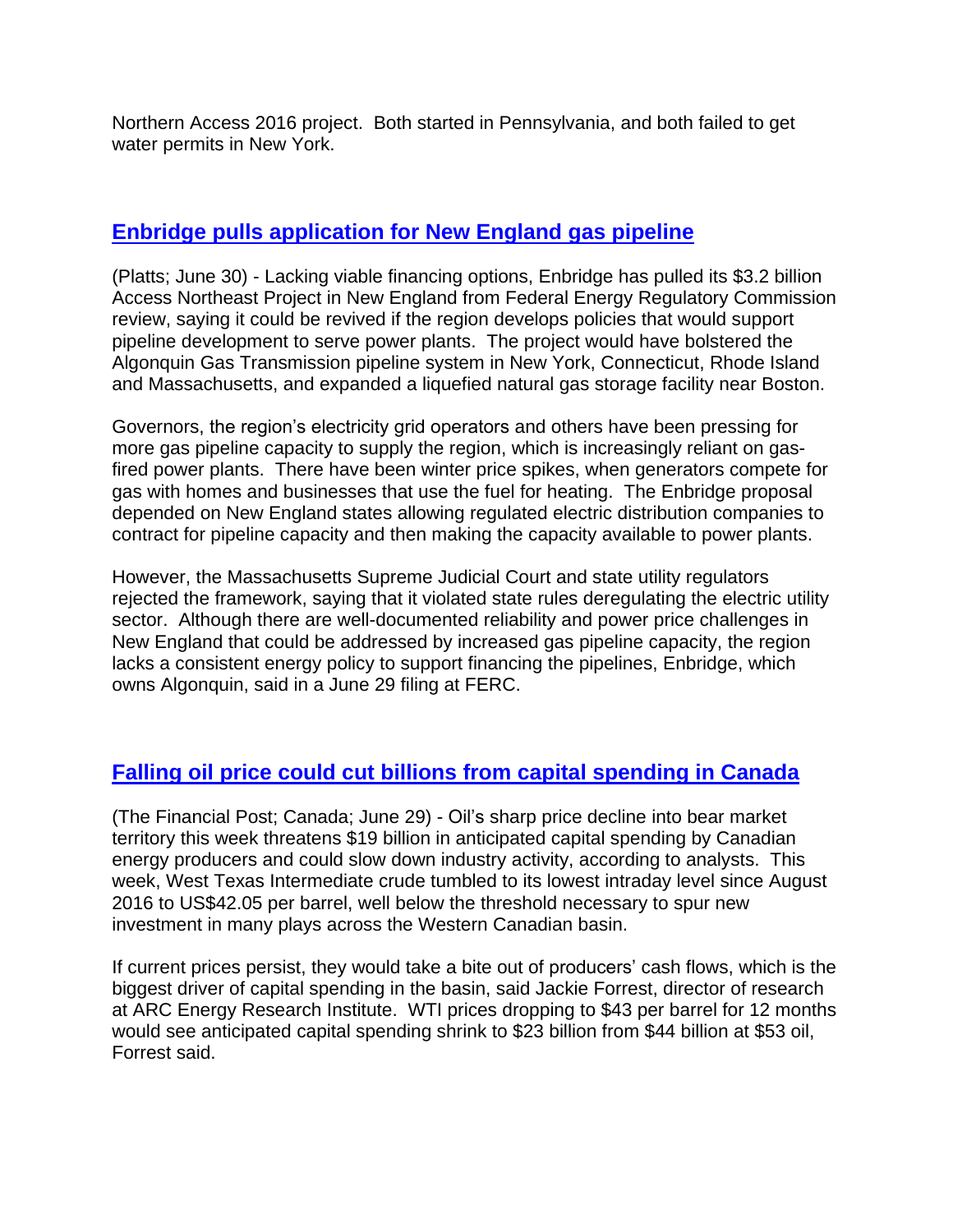Northern Access 2016 project. Both started in Pennsylvania, and both failed to get water permits in New York.

## [Enbridge pulls application for New England gas pipeline]

(Platts; June 30) - Lacking viable financing options, Enbridge has pulled its $3.2 billion Access Northeast Project in New England from Federal Energy Regulatory Commission review, saying it could be revived if the region develops policies that would support pipeline development to serve power plants. The project would have bolstered the Algonquin Gas Transmission pipeline system in New York, Connecticut, Rhode Island and Massachusetts, and expanded a liquefied natural gas storage facility near Boston.

Governors, the region's electricity grid operators and others have been pressing for more gas pipeline capacity to supply the region, which is increasingly reliant on gas-fired power plants. There have been winter price spikes, when generators compete for gas with homes and businesses that use the fuel for heating. The Enbridge proposal depended on New England states allowing regulated electric distribution companies to contract for pipeline capacity and then making the capacity available to power plants.

However, the Massachusetts Supreme Judicial Court and state utility regulators rejected the framework, saying that it violated state rules deregulating the electric utility sector. Although there are well-documented reliability and power price challenges in New England that could be addressed by increased gas pipeline capacity, the region lacks a consistent energy policy to support financing the pipelines, Enbridge, which owns Algonquin, said in a June 29 filing at FERC.

## [Falling oil price could cut billions from capital spending in Canada]

(The Financial Post; Canada; June 29) - Oil's sharp price decline into bear market territory this week threatens $19 billion in anticipated capital spending by Canadian energy producers and could slow down industry activity, according to analysts. This week, West Texas Intermediate crude tumbled to its lowest intraday level since August 2016 to US$42.05 per barrel, well below the threshold necessary to spur new investment in many plays across the Western Canadian basin.

If current prices persist, they would take a bite out of producers' cash flows, which is the biggest driver of capital spending in the basin, said Jackie Forrest, director of research at ARC Energy Research Institute. WTI prices dropping to $43 per barrel for 12 months would see anticipated capital spending shrink to $23 billion from $44 billion at $53 oil, Forrest said.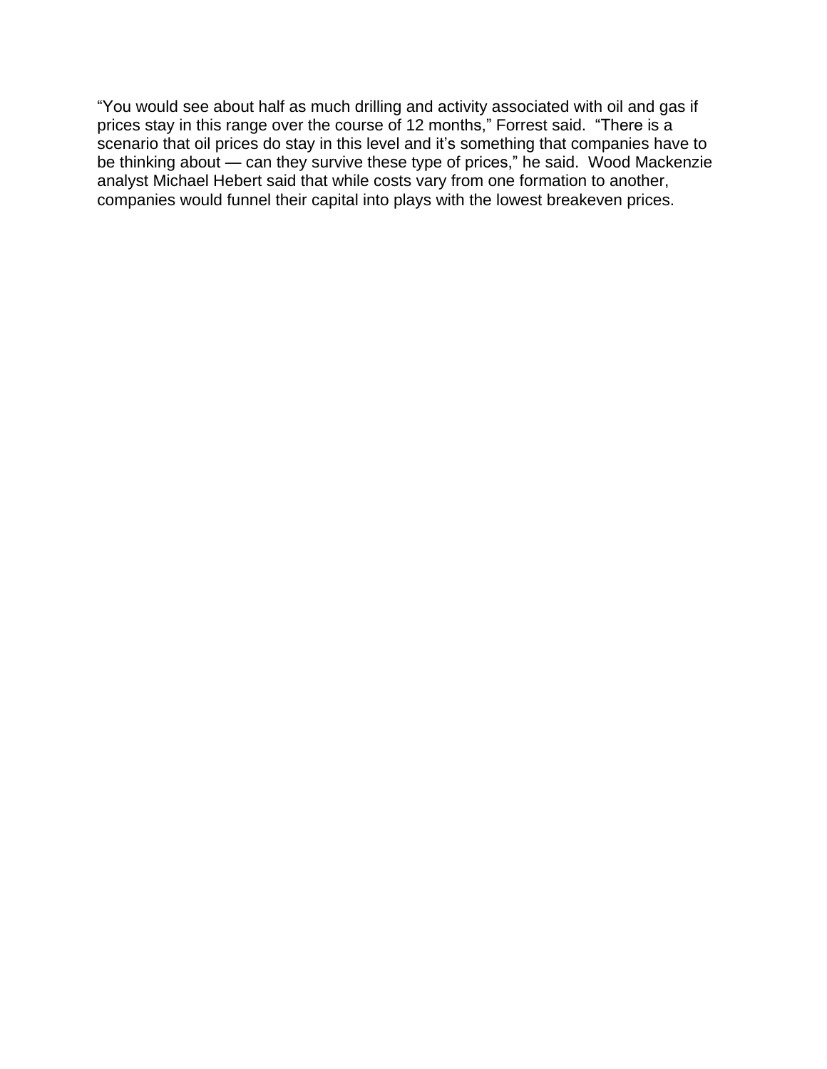“You would see about half as much drilling and activity associated with oil and gas if prices stay in this range over the course of 12 months,” Forrest said. “There is a scenario that oil prices do stay in this level and it’s something that companies have to be thinking about — can they survive these type of prices,” he said. Wood Mackenzie analyst Michael Hebert said that while costs vary from one formation to another, companies would funnel their capital into plays with the lowest breakeven prices.